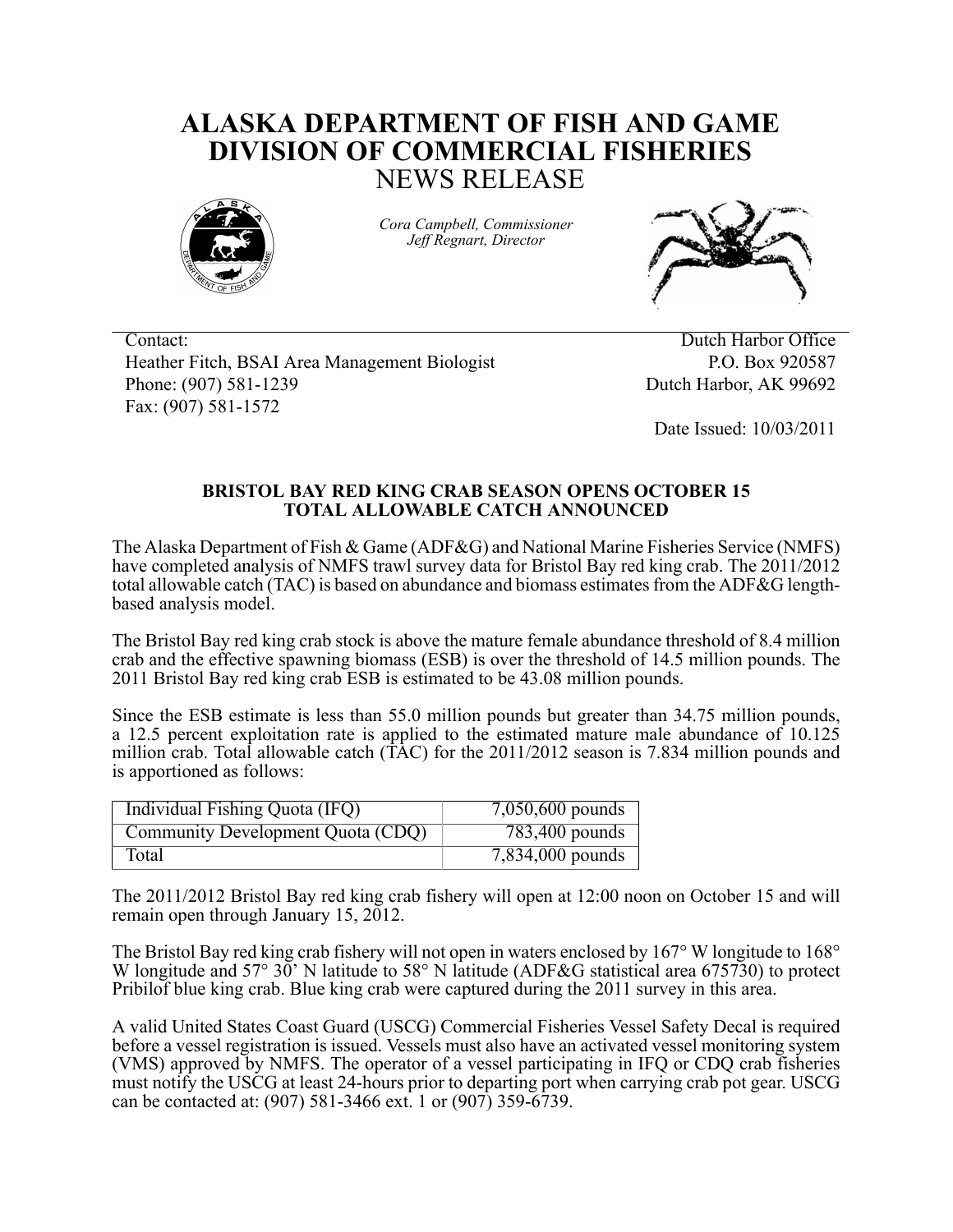# ALASKA DEPARTMENT OF FISH AND GAME
# DIVISION OF COMMERCIAL FISHERIES
## NEWS RELEASE

*Cora Campbell, Commissioner*
*Jeff Regnart, Director*

Contact:
Heather Fitch, BSAI Area Management Biologist
Phone: (907) 581-1239
Fax: (907) 581-1572

Dutch Harbor Office
P.O. Box 920587
Dutch Harbor, AK 99692

Date Issued: 10/03/2011

### BRISTOL BAY RED KING CRAB SEASON OPENS OCTOBER 15
### TOTAL ALLOWABLE CATCH ANNOUNCED

The Alaska Department of Fish & Game (ADF&G) and National Marine Fisheries Service (NMFS) have completed analysis of NMFS trawl survey data for Bristol Bay red king crab. The 2011/2012 total allowable catch (TAC) is based on abundance and biomass estimates from the ADF&G length-based analysis model.

The Bristol Bay red king crab stock is above the mature female abundance threshold of 8.4 million crab and the effective spawning biomass (ESB) is over the threshold of 14.5 million pounds. The 2011 Bristol Bay red king crab ESB is estimated to be 43.08 million pounds.

Since the ESB estimate is less than 55.0 million pounds but greater than 34.75 million pounds, a 12.5 percent exploitation rate is applied to the estimated mature male abundance of 10.125 million crab. Total allowable catch (TAC) for the 2011/2012 season is 7.834 million pounds and is apportioned as follows:

| | |
|---|---:|
| Individual Fishing Quota (IFQ) | 7,050,600 pounds |
| Community Development Quota (CDQ) | 783,400 pounds |
| Total | 7,834,000 pounds |

The 2011/2012 Bristol Bay red king crab fishery will open at 12:00 noon on October 15 and will remain open through January 15, 2012.

The Bristol Bay red king crab fishery will not open in waters enclosed by 167° W longitude to 168° W longitude and 57° 30' N latitude to 58° N latitude (ADF&G statistical area 675730) to protect Pribilof blue king crab. Blue king crab were captured during the 2011 survey in this area.

A valid United States Coast Guard (USCG) Commercial Fisheries Vessel Safety Decal is required before a vessel registration is issued. Vessels must also have an activated vessel monitoring system (VMS) approved by NMFS. The operator of a vessel participating in IFQ or CDQ crab fisheries must notify the USCG at least 24-hours prior to departing port when carrying crab pot gear. USCG can be contacted at: (907) 581-3466 ext. 1 or (907) 359-6739.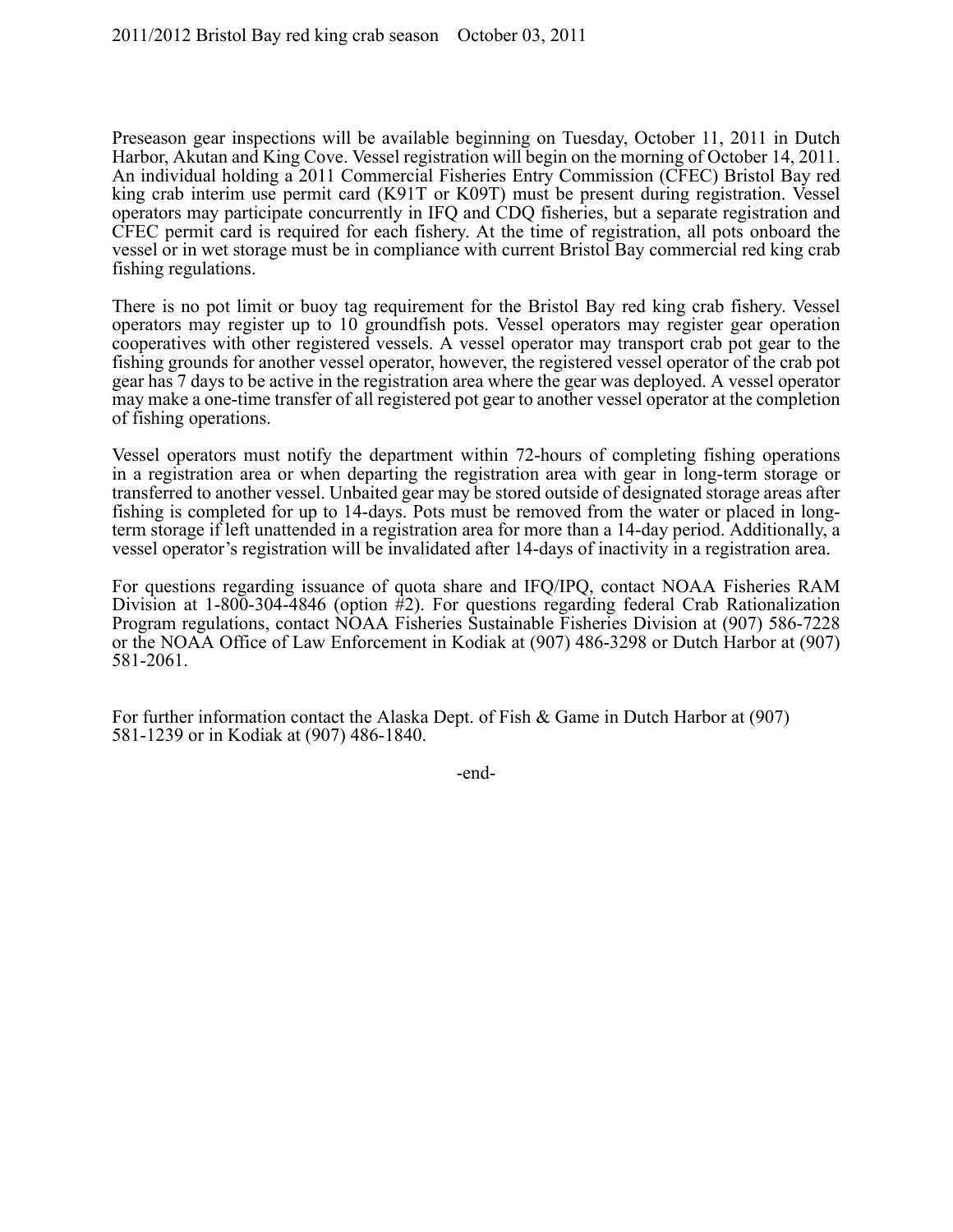Preseason gear inspections will be available beginning on Tuesday, October 11, 2011 in Dutch Harbor, Akutan and King Cove. Vessel registration will begin on the morning of October 14, 2011. An individual holding a 2011 Commercial Fisheries Entry Commission (CFEC) Bristol Bay red king crab interim use permit card (K91T or K09T) must be present during registration. Vessel operators may participate concurrently in IFQ and CDQ fisheries, but a separate registration and CFEC permit card is required for each fishery. At the time of registration, all pots onboard the vessel or in wet storage must be in compliance with current Bristol Bay commercial red king crab fishing regulations.

There is no pot limit or buoy tag requirement for the Bristol Bay red king crab fishery. Vessel operators may register up to 10 groundfish pots. Vessel operators may register gear operation cooperatives with other registered vessels. A vessel operator may transport crab pot gear to the fishing grounds for another vessel operator, however, the registered vessel operator of the crab pot gear has 7 days to be active in the registration area where the gear was deployed. A vessel operator may make a one-time transfer of all registered pot gear to another vessel operator at the completion of fishing operations.

Vessel operators must notify the department within 72-hours of completing fishing operations in a registration area or when departing the registration area with gear in long-term storage or transferred to another vessel. Unbaited gear may be stored outside of designated storage areas after fishing is completed for up to 14-days. Pots must be removed from the water or placed in long-term storage if left unattended in a registration area for more than a 14-day period. Additionally, a vessel operator's registration will be invalidated after 14-days of inactivity in a registration area.

For questions regarding issuance of quota share and IFQ/IPQ, contact NOAA Fisheries RAM Division at 1-800-304-4846 (option #2). For questions regarding federal Crab Rationalization Program regulations, contact NOAA Fisheries Sustainable Fisheries Division at (907) 586-7228 or the NOAA Office of Law Enforcement in Kodiak at (907) 486-3298 or Dutch Harbor at (907) 581-2061.

For further information contact the Alaska Dept. of Fish & Game in Dutch Harbor at (907) 581-1239 or in Kodiak at (907) 486-1840.

-end-